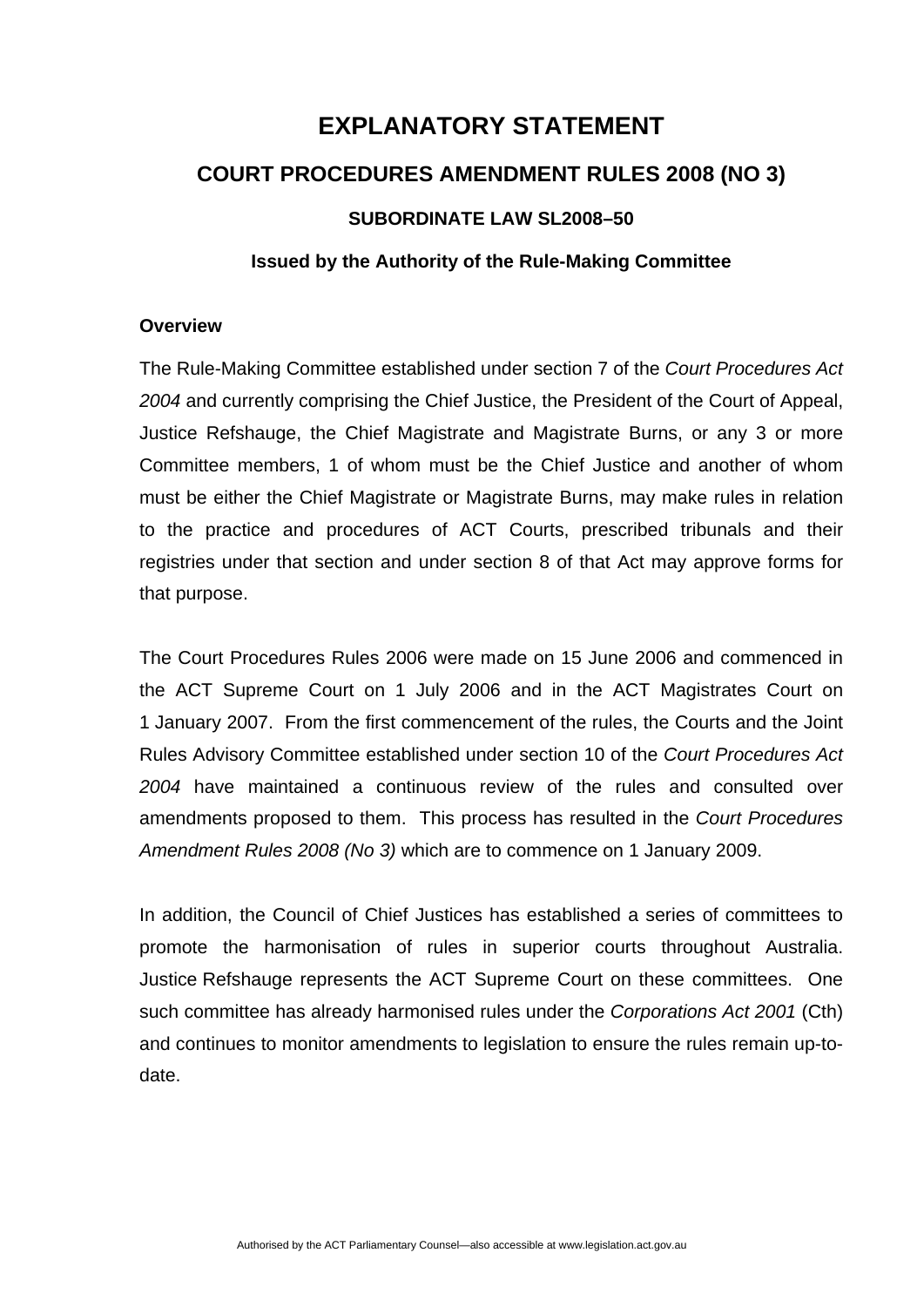# EXPLANATORY STATEMENT

## COURT PROCEDURES AMENDMENT RULES 2008 (NO 3)

### SUBORDINATE LAW SL2008–50

#### Issued by the Authority of the Rule-Making Committee

**Overview**

The Rule-Making Committee established under section 7 of the *Court Procedures Act 2004* and currently comprising the Chief Justice, the President of the Court of Appeal, Justice Refshauge, the Chief Magistrate and Magistrate Burns, or any 3 or more Committee members, 1 of whom must be the Chief Justice and another of whom must be either the Chief Magistrate or Magistrate Burns, may make rules in relation to the practice and procedures of ACT Courts, prescribed tribunals and their registries under that section and under section 8 of that Act may approve forms for that purpose.

The Court Procedures Rules 2006 were made on 15 June 2006 and commenced in the ACT Supreme Court on 1 July 2006 and in the ACT Magistrates Court on 1 January 2007. From the first commencement of the rules, the Courts and the Joint Rules Advisory Committee established under section 10 of the *Court Procedures Act 2004* have maintained a continuous review of the rules and consulted over amendments proposed to them. This process has resulted in the *Court Procedures Amendment Rules 2008 (No 3)* which are to commence on 1 January 2009.

In addition, the Council of Chief Justices has established a series of committees to promote the harmonisation of rules in superior courts throughout Australia. Justice Refshauge represents the ACT Supreme Court on these committees. One such committee has already harmonised rules under the *Corporations Act 2001* (Cth) and continues to monitor amendments to legislation to ensure the rules remain up-to-date.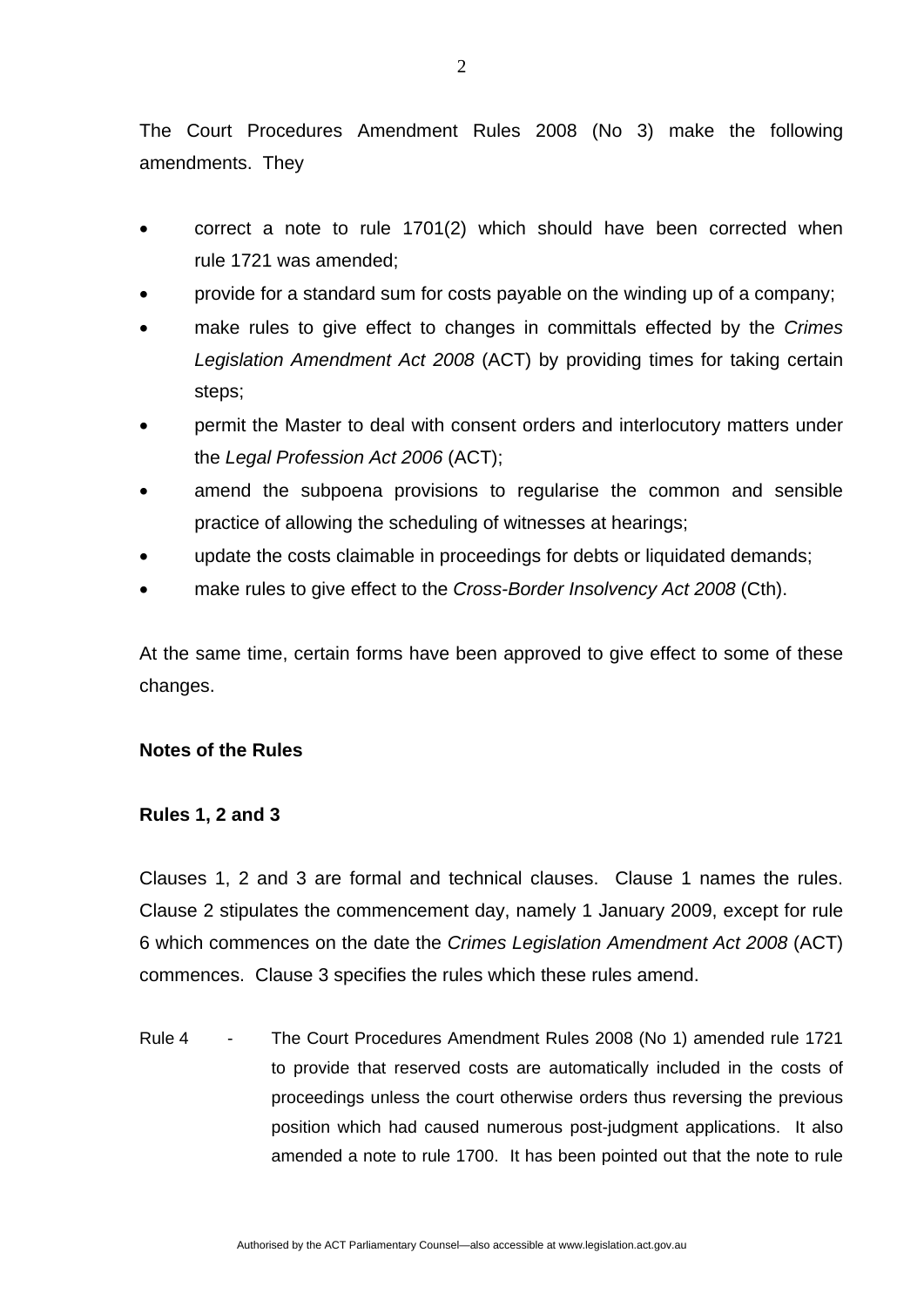The Court Procedures Amendment Rules 2008 (No 3) make the following amendments. They

- correct a note to rule 1701(2) which should have been corrected when rule 1721 was amended;
- provide for a standard sum for costs payable on the winding up of a company;
- make rules to give effect to changes in committals effected by the *Crimes Legislation Amendment Act 2008* (ACT) by providing times for taking certain steps;
- permit the Master to deal with consent orders and interlocutory matters under the *Legal Profession Act 2006* (ACT);
- amend the subpoena provisions to regularise the common and sensible practice of allowing the scheduling of witnesses at hearings;
- update the costs claimable in proceedings for debts or liquidated demands;
- make rules to give effect to the *Cross-Border Insolvency Act 2008* (Cth).

At the same time, certain forms have been approved to give effect to some of these changes.

**Notes of the Rules**

**Rules 1, 2 and 3**

Clauses 1, 2 and 3 are formal and technical clauses. Clause 1 names the rules. Clause 2 stipulates the commencement day, namely 1 January 2009, except for rule 6 which commences on the date the *Crimes Legislation Amendment Act 2008* (ACT) commences. Clause 3 specifies the rules which these rules amend.

Rule 4 - The Court Procedures Amendment Rules 2008 (No 1) amended rule 1721 to provide that reserved costs are automatically included in the costs of proceedings unless the court otherwise orders thus reversing the previous position which had caused numerous post-judgment applications. It also amended a note to rule 1700. It has been pointed out that the note to rule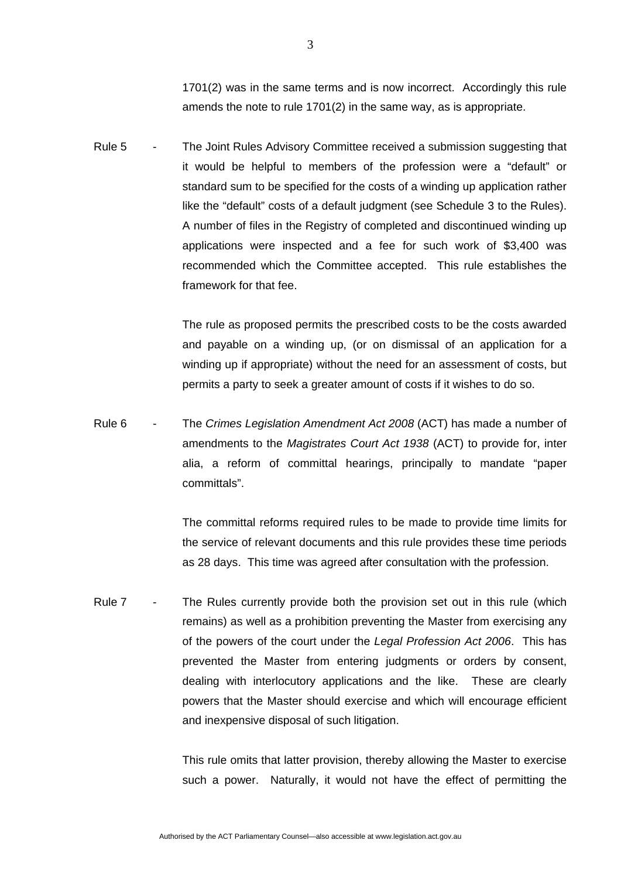1701(2) was in the same terms and is now incorrect. Accordingly this rule amends the note to rule 1701(2) in the same way, as is appropriate.

Rule 5 - The Joint Rules Advisory Committee received a submission suggesting that it would be helpful to members of the profession were a "default" or standard sum to be specified for the costs of a winding up application rather like the "default" costs of a default judgment (see Schedule 3 to the Rules). A number of files in the Registry of completed and discontinued winding up applications were inspected and a fee for such work of $3,400 was recommended which the Committee accepted. This rule establishes the framework for that fee.

The rule as proposed permits the prescribed costs to be the costs awarded and payable on a winding up, (or on dismissal of an application for a winding up if appropriate) without the need for an assessment of costs, but permits a party to seek a greater amount of costs if it wishes to do so.

Rule 6 - The *Crimes Legislation Amendment Act 2008* (ACT) has made a number of amendments to the *Magistrates Court Act 1938* (ACT) to provide for, inter alia, a reform of committal hearings, principally to mandate "paper committals".

The committal reforms required rules to be made to provide time limits for the service of relevant documents and this rule provides these time periods as 28 days. This time was agreed after consultation with the profession.

Rule 7 - The Rules currently provide both the provision set out in this rule (which remains) as well as a prohibition preventing the Master from exercising any of the powers of the court under the *Legal Profession Act 2006*. This has prevented the Master from entering judgments or orders by consent, dealing with interlocutory applications and the like. These are clearly powers that the Master should exercise and which will encourage efficient and inexpensive disposal of such litigation.

This rule omits that latter provision, thereby allowing the Master to exercise such a power. Naturally, it would not have the effect of permitting the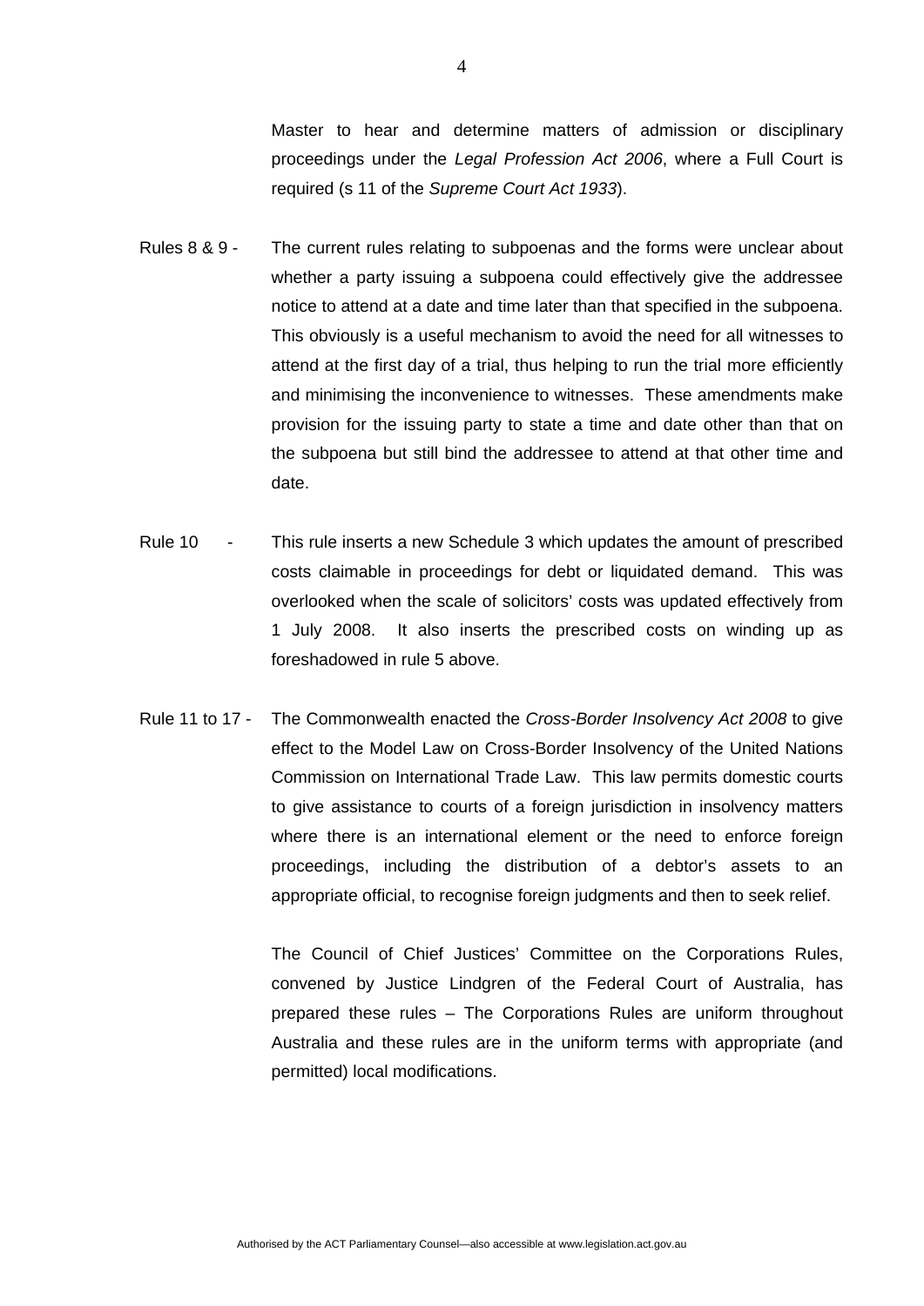Master to hear and determine matters of admission or disciplinary proceedings under the *Legal Profession Act 2006*, where a Full Court is required (s 11 of the *Supreme Court Act 1933*).

Rules 8 & 9 - The current rules relating to subpoenas and the forms were unclear about whether a party issuing a subpoena could effectively give the addressee notice to attend at a date and time later than that specified in the subpoena. This obviously is a useful mechanism to avoid the need for all witnesses to attend at the first day of a trial, thus helping to run the trial more efficiently and minimising the inconvenience to witnesses. These amendments make provision for the issuing party to state a time and date other than that on the subpoena but still bind the addressee to attend at that other time and date.

Rule 10 - This rule inserts a new Schedule 3 which updates the amount of prescribed costs claimable in proceedings for debt or liquidated demand. This was overlooked when the scale of solicitors' costs was updated effectively from 1 July 2008. It also inserts the prescribed costs on winding up as foreshadowed in rule 5 above.

Rule 11 to 17 - The Commonwealth enacted the *Cross-Border Insolvency Act 2008* to give effect to the Model Law on Cross-Border Insolvency of the United Nations Commission on International Trade Law. This law permits domestic courts to give assistance to courts of a foreign jurisdiction in insolvency matters where there is an international element or the need to enforce foreign proceedings, including the distribution of a debtor's assets to an appropriate official, to recognise foreign judgments and then to seek relief.

The Council of Chief Justices' Committee on the Corporations Rules, convened by Justice Lindgren of the Federal Court of Australia, has prepared these rules – The Corporations Rules are uniform throughout Australia and these rules are in the uniform terms with appropriate (and permitted) local modifications.